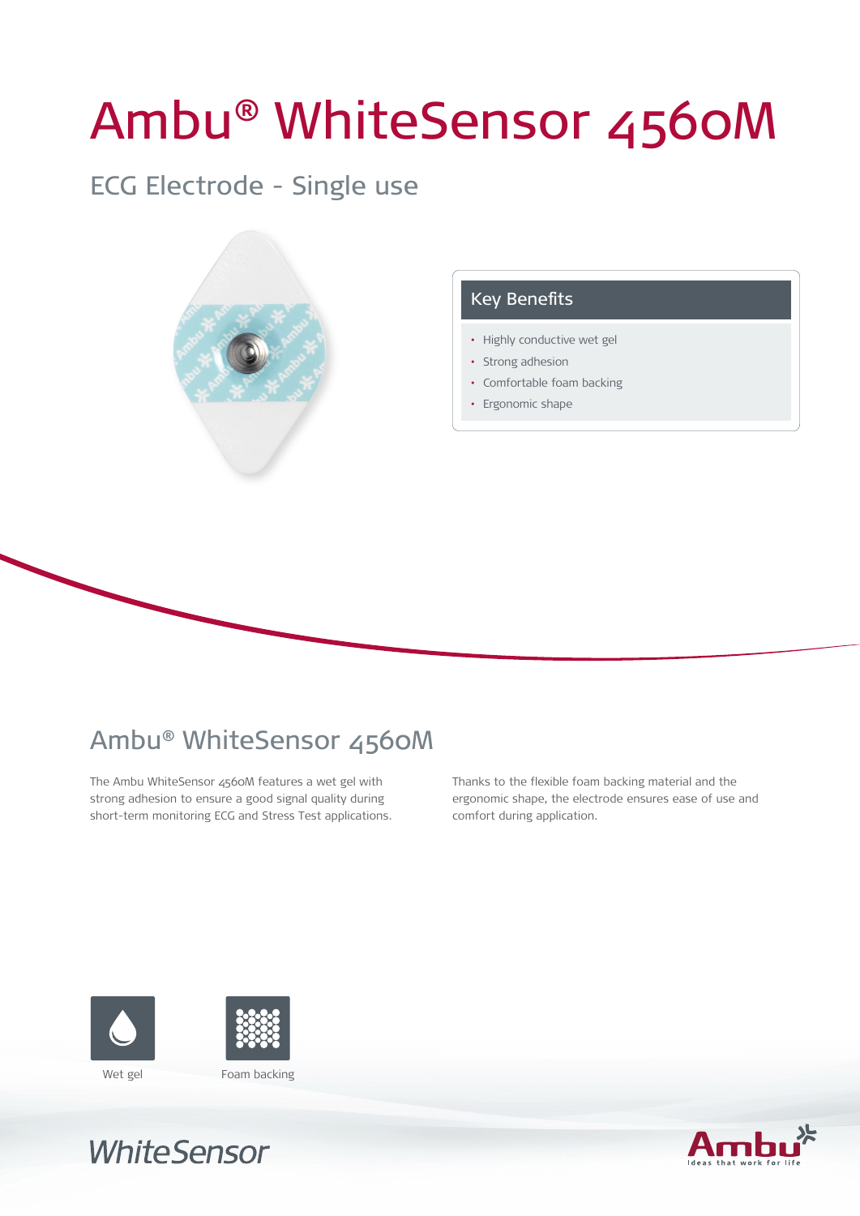# Ambu® WhiteSensor 4560M

## ECG Electrode - Single use

### Key Benefits

- Highly conductive wet gel
- Strong adhesion
- Comfortable foam backing
- Ergonomic shape

## Ambu® WhiteSensor 4560M

The Ambu WhiteSensor 4560M features a wet gel with strong adhesion to ensure a good signal quality during short-term monitoring ECG and Stress Test applications.

Thanks to the flexible foam backing material and the ergonomic shape, the electrode ensures ease of use and comfort during application.

Wet gel

Foam backing

WhiteSensor

Ambu
Ideas that work for life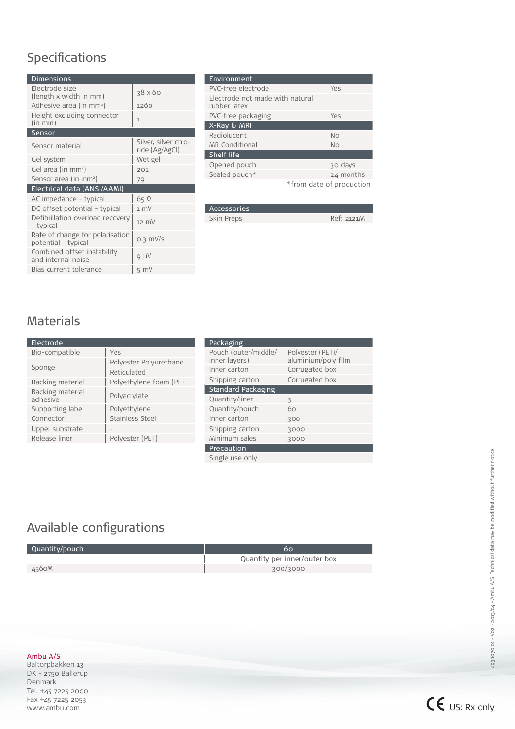## Specifications

| Dimensions | |
|---|---|
| Electrode size (length x width in mm) | 38 x 60 |
| Adhesive area (in mm²) | 1260 |
| Height excluding connector (in mm) | 1 |
| **Sensor** | |
| Sensor material | Silver, silver chloride (Ag/AgCl) |
| Gel system | Wet gel |
| Gel area (in mm²) | 201 |
| Sensor area (in mm²) | 79 |
| **Electrical data (ANSI/AAMI)** | |
| AC impedance - typical | 65 Ω |
| DC offset potential - typical | 1 mV |
| Defibrillation overload recovery - typical | 12 mV |
| Rate of change for polarisation potential - typical | 0.3 mV/s |
| Combined offset instability and internal noise | 9 μV |
| Bias current tolerance | 5 mV |

| Environment | |
|---|---|
| PVC-free electrode | Yes |
| Electrode not made with natural rubber latex | |
| PVC-free packaging | Yes |
| **X-Ray & MRI** | |
| Radiolucent | No |
| MR Conditional | No |
| **Shelf life** | |
| Opened pouch | 30 days |
| Sealed pouch* | 24 months |

*from date of production

| Accessories | |
|---|---|
| Skin Preps | Ref: 2121M |

## Materials

| Electrode | |
|---|---|
| Bio-compatible | Yes |
| Sponge | Polyester Polyurethane Reticulated |
| Backing material | Polyethylene foam (PE) |
| Backing material adhesive | Polyacrylate |
| Supporting label | Polyethylene |
| Connector | Stainless Steel |
| Upper substrate | - |
| Release liner | Polyester (PET) |

| Packaging | |
|---|---|
| Pouch (outer/middle/inner layers) | Polyester (PET)/aluminium/poly film |
| Inner carton | Corrugated box |
| Shipping carton | Corrugated box |
| **Standard Packaging** | |
| Quantity/liner | 3 |
| Quantity/pouch | 60 |
| Inner carton | 300 |
| Shipping carton | 3000 |
| Minimum sales | 3000 |
| **Precaution** | |
| Single use only | |

## Available configurations

| Quantity/pouch | 60 |
|---|---|
| | Quantity per inner/outer box |
| 4560M | 300/3000 |

Ambu A/S
Baltorpbakken 13
DK - 2750 Ballerup
Denmark
Tel. +45 7225 2000
Fax +45 7225 2053
www.ambu.com

493 1070 01 - V02 - 2013/04 - Ambu A/S. Technical data may be modified without further notice.

CE US: Rx only